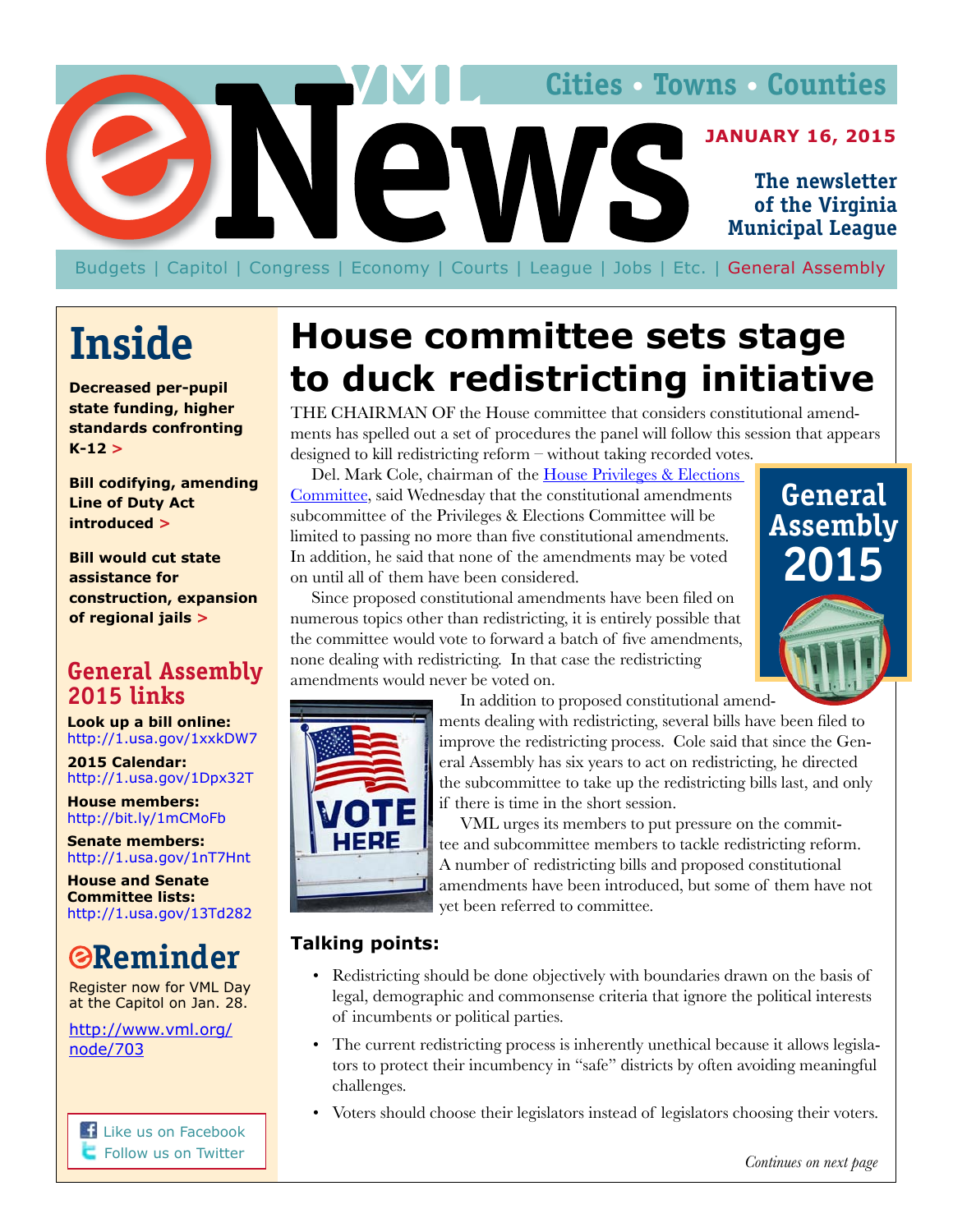# eNews

VML

Cities • Towns • Counties

JANUARY 16, 2015

The newsletter of the Virginia Municipal League

Budgets | Capitol | Congress | Economy | Courts | League | Jobs | Etc. | General Assembly

## Inside

**Decreased per-pupil state funding, higher standards confronting K-12 >**

**Bill codifying, amending Line of Duty Act introduced >**

**Bill would cut state assistance for construction, expansion of regional jails >**

## General Assembly 2015 links

**Look up a bill online:** http://1.usa.gov/1xxkDW7

**2015 Calendar:** http://1.usa.gov/1Dpx32T

**House members:** http://bit.ly/1mCMoFb

**Senate members:** http://1.usa.gov/1nT7Hnt

**House and Senate Committee lists:** http://1.usa.gov/13Td282

## Reminder

Register now for VML Day at the Capitol on Jan. 28.

http://www.vml.org/node/703

Like us on Facebook
Follow us on Twitter

# House committee sets stage to duck redistricting initiative

General Assembly 2015

THE CHAIRMAN OF the House committee that considers constitutional amendments has spelled out a set of procedures the panel will follow this session that appears designed to kill redistricting reform – without taking recorded votes.

Del. Mark Cole, chairman of the House Privileges & Elections Committee, said Wednesday that the constitutional amendments subcommittee of the Privileges & Elections Committee will be limited to passing no more than five constitutional amendments. In addition, he said that none of the amendments may be voted on until all of them have been considered.

Since proposed constitutional amendments have been filed on numerous topics other than redistricting, it is entirely possible that the committee would vote to forward a batch of five amendments, none dealing with redistricting. In that case the redistricting amendments would never be voted on.

In addition to proposed constitutional amendments dealing with redistricting, several bills have been filed to improve the redistricting process. Cole said that since the General Assembly has six years to act on redistricting, he directed the subcommittee to take up the redistricting bills last, and only if there is time in the short session.

VML urges its members to put pressure on the committee and subcommittee members to tackle redistricting reform. A number of redistricting bills and proposed constitutional amendments have been introduced, but some of them have not yet been referred to committee.

### Talking points:

- Redistricting should be done objectively with boundaries drawn on the basis of legal, demographic and commonsense criteria that ignore the political interests of incumbents or political parties.
- The current redistricting process is inherently unethical because it allows legislators to protect their incumbency in "safe" districts by often avoiding meaningful challenges.
- Voters should choose their legislators instead of legislators choosing their voters.

*Continues on next page*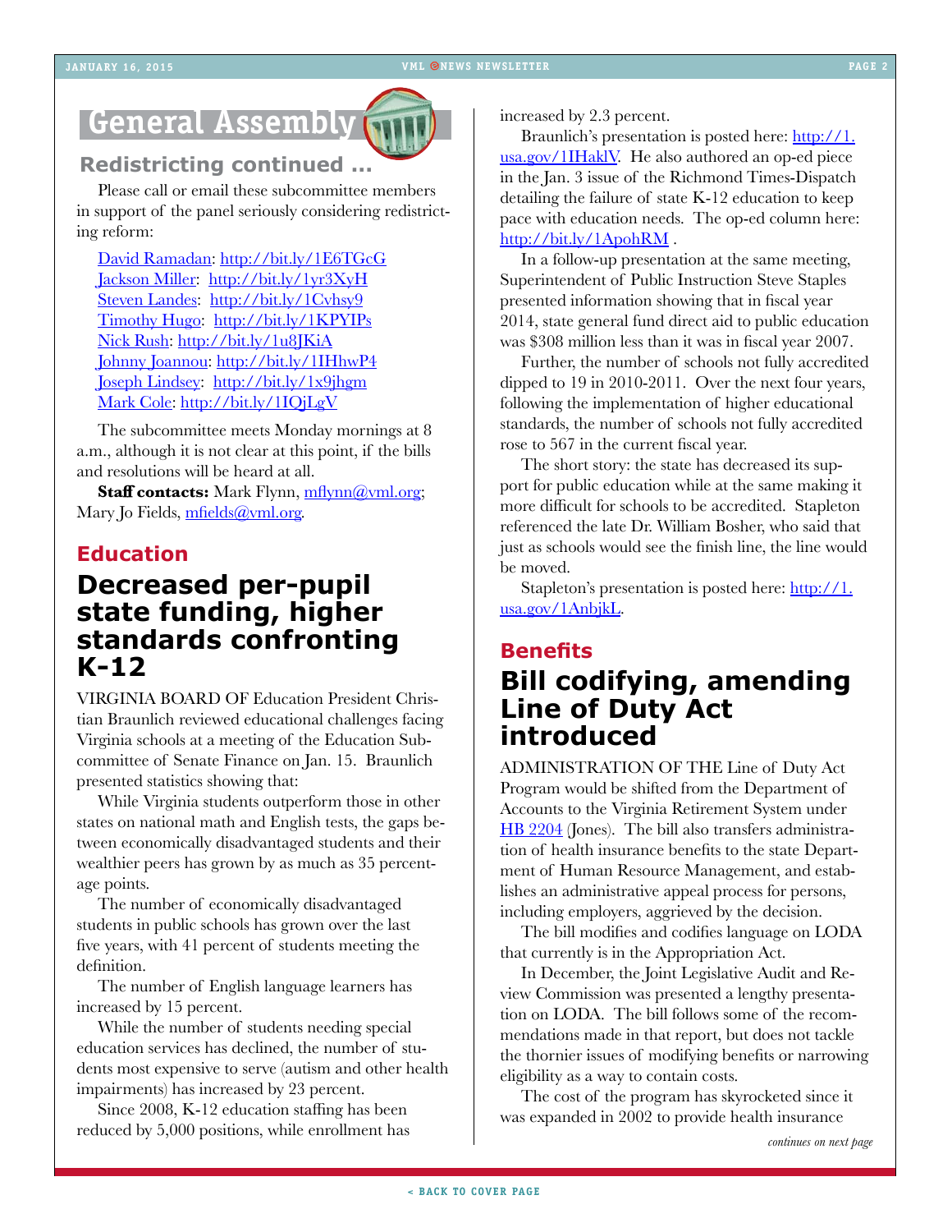# General Assembly

## Redistricting continued ...

Please call or email these subcommittee members in support of the panel seriously considering redistricting reform:

David Ramadan: http://bit.ly/1E6TGcG
Jackson Miller: http://bit.ly/1yr3XyH
Steven Landes: http://bit.ly/1Cvhsy9
Timothy Hugo: http://bit.ly/1KPYIPs
Nick Rush: http://bit.ly/1u8JKiA
Johnny Joannou: http://bit.ly/1IHhwP4
Joseph Lindsey: http://bit.ly/1x9jhgm
Mark Cole: http://bit.ly/1IQjLgV

The subcommittee meets Monday mornings at 8 a.m., although it is not clear at this point, if the bills and resolutions will be heard at all.

**Staff contacts:** Mark Flynn, mflynn@vml.org; Mary Jo Fields, mfields@vml.org.

## Education

# Decreased per-pupil state funding, higher standards confronting K-12

VIRGINIA BOARD OF Education President Christian Braunlich reviewed educational challenges facing Virginia schools at a meeting of the Education Subcommittee of Senate Finance on Jan. 15. Braunlich presented statistics showing that:

While Virginia students outperform those in other states on national math and English tests, the gaps between economically disadvantaged students and their wealthier peers has grown by as much as 35 percentage points.

The number of economically disadvantaged students in public schools has grown over the last five years, with 41 percent of students meeting the definition.

The number of English language learners has increased by 15 percent.

While the number of students needing special education services has declined, the number of students most expensive to serve (autism and other health impairments) has increased by 23 percent.

Since 2008, K-12 education staffing has been reduced by 5,000 positions, while enrollment has increased by 2.3 percent.

Braunlich's presentation is posted here: http://1.usa.gov/1IHaklV. He also authored an op-ed piece in the Jan. 3 issue of the Richmond Times-Dispatch detailing the failure of state K-12 education to keep pace with education needs. The op-ed column here: http://bit.ly/1ApohRM .

In a follow-up presentation at the same meeting, Superintendent of Public Instruction Steve Staples presented information showing that in fiscal year 2014, state general fund direct aid to public education was $308 million less than it was in fiscal year 2007.

Further, the number of schools not fully accredited dipped to 19 in 2010-2011. Over the next four years, following the implementation of higher educational standards, the number of schools not fully accredited rose to 567 in the current fiscal year.

The short story: the state has decreased its support for public education while at the same making it more difficult for schools to be accredited. Stapleton referenced the late Dr. William Bosher, who said that just as schools would see the finish line, the line would be moved.

Stapleton's presentation is posted here: http://1.usa.gov/1AnbjkL.

## Benefits

# Bill codifying, amending Line of Duty Act introduced

ADMINISTRATION OF THE Line of Duty Act Program would be shifted from the Department of Accounts to the Virginia Retirement System under HB 2204 (Jones). The bill also transfers administration of health insurance benefits to the state Department of Human Resource Management, and establishes an administrative appeal process for persons, including employers, aggrieved by the decision.

The bill modifies and codifies language on LODA that currently is in the Appropriation Act.

In December, the Joint Legislative Audit and Review Commission was presented a lengthy presentation on LODA. The bill follows some of the recommendations made in that report, but does not tackle the thornier issues of modifying benefits or narrowing eligibility as a way to contain costs.

The cost of the program has skyrocketed since it was expanded in 2002 to provide health insurance

*continues on next page*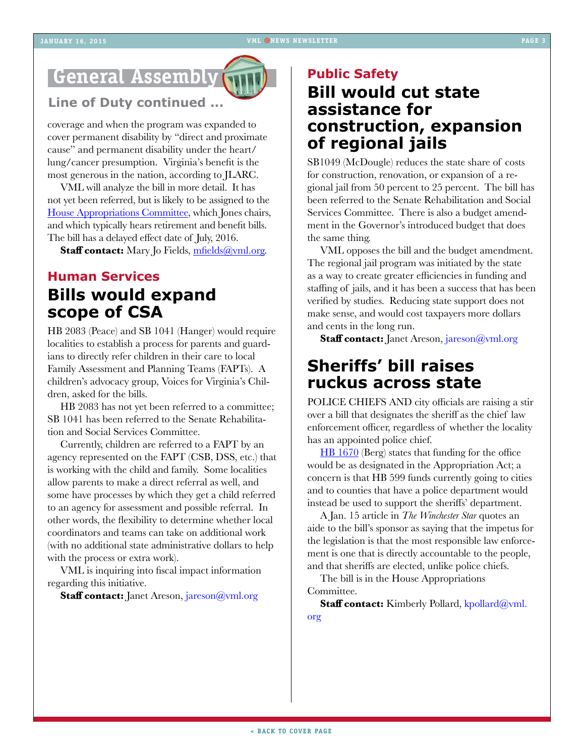# General Assembly

## Line of Duty continued ...

coverage and when the program was expanded to cover permanent disability by "direct and proximate cause" and permanent disability under the heart/lung/cancer presumption. Virginia's benefit is the most generous in the nation, according to JLARC.

VML will analyze the bill in more detail. It has not yet been referred, but is likely to be assigned to the House Appropriations Committee, which Jones chairs, and which typically hears retirement and benefit bills. The bill has a delayed effect date of July, 2016.

**Staff contact:** Mary Jo Fields, mfields@vml.org.

### Human Services

## Bills would expand scope of CSA

HB 2083 (Peace) and SB 1041 (Hanger) would require localities to establish a process for parents and guardians to directly refer children in their care to local Family Assessment and Planning Teams (FAPTs). A children's advocacy group, Voices for Virginia's Children, asked for the bills.

HB 2083 has not yet been referred to a committee; SB 1041 has been referred to the Senate Rehabilitation and Social Services Committee.

Currently, children are referred to a FAPT by an agency represented on the FAPT (CSB, DSS, etc.) that is working with the child and family. Some localities allow parents to make a direct referral as well, and some have processes by which they get a child referred to an agency for assessment and possible referral. In other words, the flexibility to determine whether local coordinators and teams can take on additional work (with no additional state administrative dollars to help with the process or extra work).

VML is inquiring into fiscal impact information regarding this initiative.

**Staff contact:** Janet Areson, jareson@vml.org

### Public Safety

## Bill would cut state assistance for construction, expansion of regional jails

SB1049 (McDougle) reduces the state share of costs for construction, renovation, or expansion of a regional jail from 50 percent to 25 percent. The bill has been referred to the Senate Rehabilitation and Social Services Committee. There is also a budget amendment in the Governor's introduced budget that does the same thing.

VML opposes the bill and the budget amendment. The regional jail program was initiated by the state as a way to create greater efficiencies in funding and staffing of jails, and it has been a success that has been verified by studies. Reducing state support does not make sense, and would cost taxpayers more dollars and cents in the long run.

**Staff contact:** Janet Areson, jareson@vml.org

## Sheriffs' bill raises ruckus across state

POLICE CHIEFS AND city officials are raising a stir over a bill that designates the sheriff as the chief law enforcement officer, regardless of whether the locality has an appointed police chief.

HB 1670 (Berg) states that funding for the office would be as designated in the Appropriation Act; a concern is that HB 599 funds currently going to cities and to counties that have a police department would instead be used to support the sheriffs' department.

A Jan. 15 article in *The Winchester Star* quotes an aide to the bill's sponsor as saying that the impetus for the legislation is that the most responsible law enforcement is one that is directly accountable to the people, and that sheriffs are elected, unlike police chiefs.

The bill is in the House Appropriations Committee.

**Staff contact:** Kimberly Pollard, kpollard@vml.org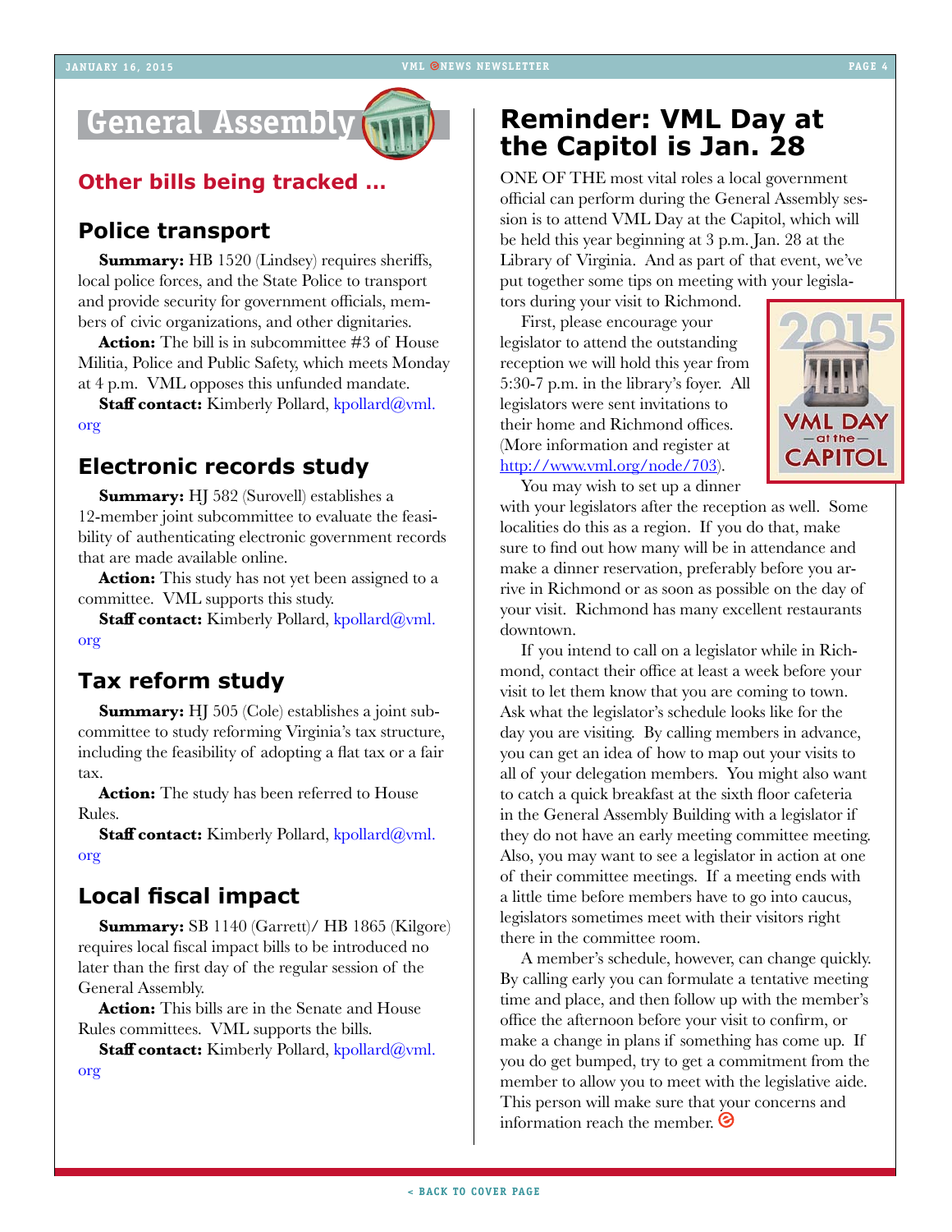# General Assembly

## Other bills being tracked …

### Police transport

**Summary:** HB 1520 (Lindsey) requires sheriffs, local police forces, and the State Police to transport and provide security for government officials, members of civic organizations, and other dignitaries.

**Action:** The bill is in subcommittee #3 of House Militia, Police and Public Safety, which meets Monday at 4 p.m. VML opposes this unfunded mandate.

**Staff contact:** Kimberly Pollard, kpollard@vml.org

### Electronic records study

**Summary:** HJ 582 (Surovell) establishes a 12-member joint subcommittee to evaluate the feasibility of authenticating electronic government records that are made available online.

**Action:** This study has not yet been assigned to a committee. VML supports this study.

**Staff contact:** Kimberly Pollard, kpollard@vml.org

### Tax reform study

**Summary:** HJ 505 (Cole) establishes a joint subcommittee to study reforming Virginia's tax structure, including the feasibility of adopting a flat tax or a fair tax.

**Action:** The study has been referred to House Rules.

**Staff contact:** Kimberly Pollard, kpollard@vml.org

### Local fiscal impact

**Summary:** SB 1140 (Garrett)/ HB 1865 (Kilgore) requires local fiscal impact bills to be introduced no later than the first day of the regular session of the General Assembly.

**Action:** This bills are in the Senate and House Rules committees. VML supports the bills.

**Staff contact:** Kimberly Pollard, kpollard@vml.org

## Reminder: VML Day at the Capitol is Jan. 28

ONE OF THE most vital roles a local government official can perform during the General Assembly session is to attend VML Day at the Capitol, which will be held this year beginning at 3 p.m. Jan. 28 at the Library of Virginia. And as part of that event, we've put together some tips on meeting with your legislators during your visit to Richmond.

2015 VML DAY at the CAPITOL

First, please encourage your legislator to attend the outstanding reception we will hold this year from 5:30-7 p.m. in the library's foyer. All legislators were sent invitations to their home and Richmond offices. (More information and register at http://www.vml.org/node/703).

You may wish to set up a dinner with your legislators after the reception as well. Some localities do this as a region. If you do that, make sure to find out how many will be in attendance and make a dinner reservation, preferably before you arrive in Richmond or as soon as possible on the day of your visit. Richmond has many excellent restaurants downtown.

If you intend to call on a legislator while in Richmond, contact their office at least a week before your visit to let them know that you are coming to town. Ask what the legislator's schedule looks like for the day you are visiting. By calling members in advance, you can get an idea of how to map out your visits to all of your delegation members. You might also want to catch a quick breakfast at the sixth floor cafeteria in the General Assembly Building with a legislator if they do not have an early meeting committee meeting. Also, you may want to see a legislator in action at one of their committee meetings. If a meeting ends with a little time before members have to go into caucus, legislators sometimes meet with their visitors right there in the committee room.

A member's schedule, however, can change quickly. By calling early you can formulate a tentative meeting time and place, and then follow up with the member's office the afternoon before your visit to confirm, or make a change in plans if something has come up. If you do get bumped, try to get a commitment from the member to allow you to meet with the legislative aide. This person will make sure that your concerns and information reach the member.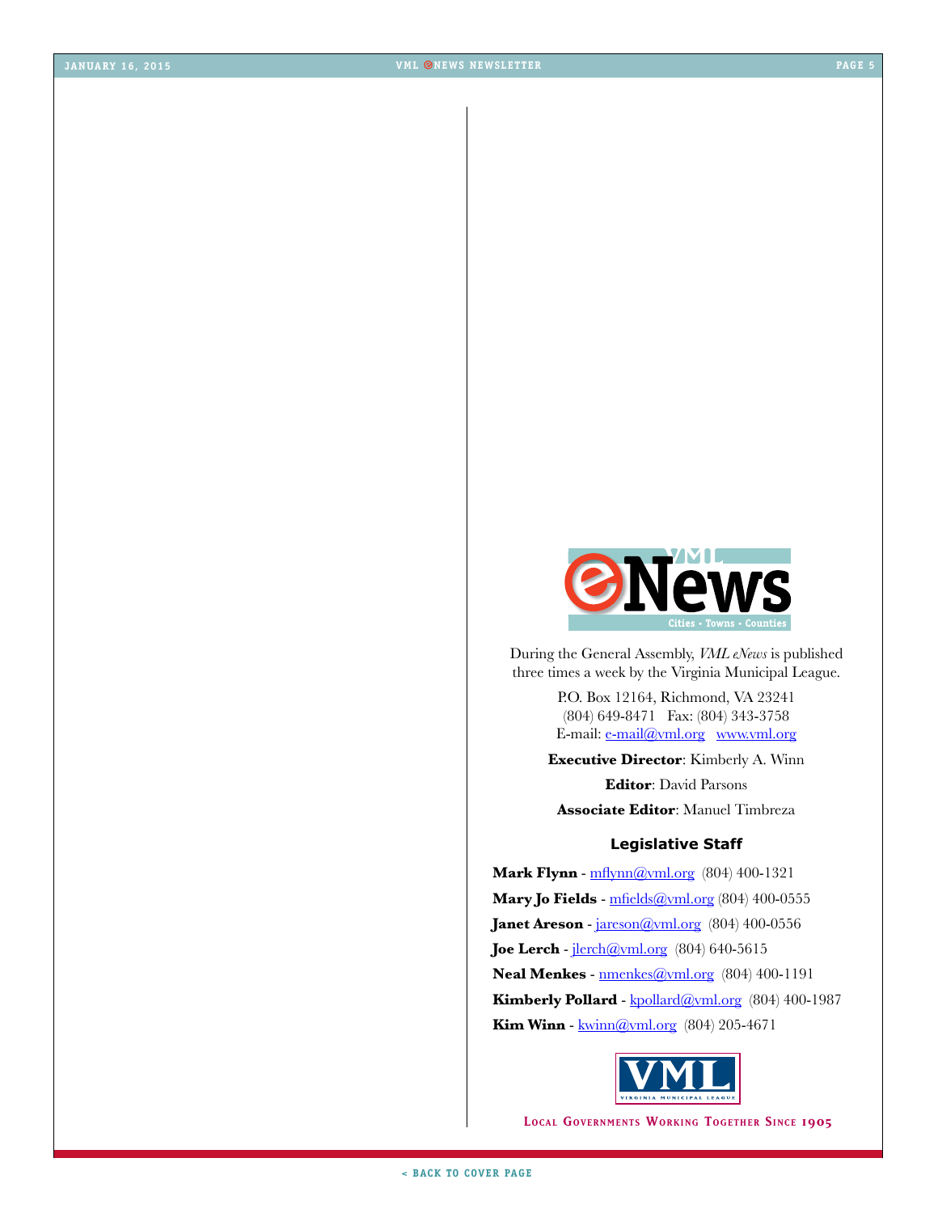During the General Assembly, *VML eNews* is published three times a week by the Virginia Municipal League.

P.O. Box 12164, Richmond, VA 23241
(804) 649-8471 Fax: (804) 343-3758
E-mail: e-mail@vml.org www.vml.org

**Executive Director**: Kimberly A. Winn

**Editor**: David Parsons

**Associate Editor**: Manuel Timbreza

### Legislative Staff

**Mark Flynn** - mflynn@vml.org (804) 400-1321

**Mary Jo Fields** - mfields@vml.org (804) 400-0555

**Janet Areson** - jareson@vml.org (804) 400-0556

**Joe Lerch** - jlerch@vml.org (804) 640-5615

**Neal Menkes** - nmenkes@vml.org (804) 400-1191

**Kimberly Pollard** - kpollard@vml.org (804) 400-1987

**Kim Winn** - kwinn@vml.org (804) 205-4671

LOCAL GOVERNMENTS WORKING TOGETHER SINCE 1905

< BACK TO COVER PAGE